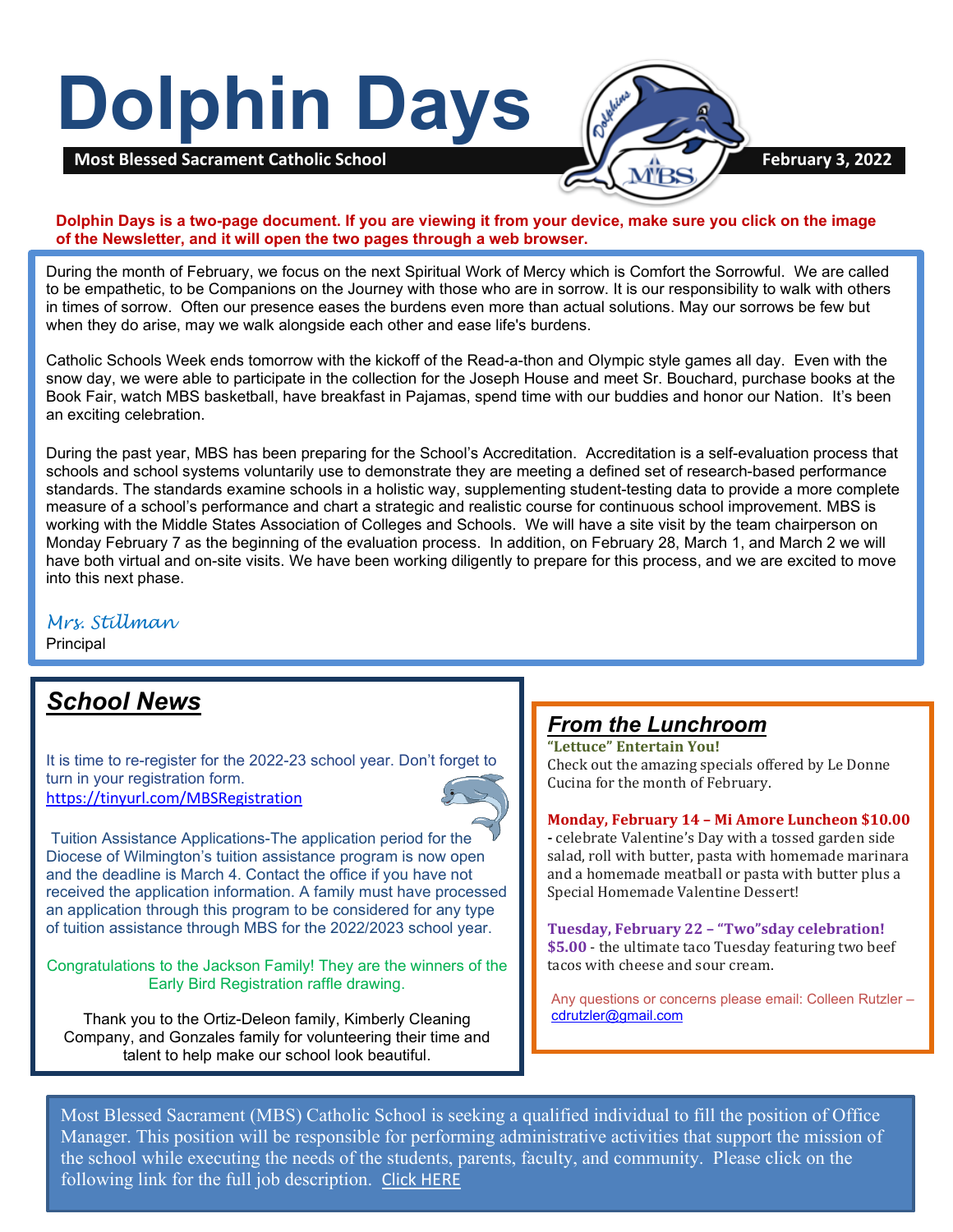# Dolphin Days

**Most Blessed Sacrament Catholic School** **February 3, 2022**

**Dolphin Days is a two-page document. If you are viewing it from your device, make sure you click on the image of the Newsletter, and it will open the two pages through a web browser.**

During the month of February, we focus on the next Spiritual Work of Mercy which is Comfort the Sorrowful. We are called to be empathetic, to be Companions on the Journey with those who are in sorrow. It is our responsibility to walk with others in times of sorrow. Often our presence eases the burdens even more than actual solutions. May our sorrows be few but when they do arise, may we walk alongside each other and ease life's burdens.

Catholic Schools Week ends tomorrow with the kickoff of the Read-a-thon and Olympic style games all day. Even with the snow day, we were able to participate in the collection for the Joseph House and meet Sr. Bouchard, purchase books at the Book Fair, watch MBS basketball, have breakfast in Pajamas, spend time with our buddies and honor our Nation. It's been an exciting celebration.

During the past year, MBS has been preparing for the School's Accreditation. Accreditation is a self-evaluation process that schools and school systems voluntarily use to demonstrate they are meeting a defined set of research-based performance standards. The standards examine schools in a holistic way, supplementing student-testing data to provide a more complete measure of a school's performance and chart a strategic and realistic course for continuous school improvement. MBS is working with the Middle States Association of Colleges and Schools. We will have a site visit by the team chairperson on Monday February 7 as the beginning of the evaluation process. In addition, on February 28, March 1, and March 2 we will have both virtual and on-site visits. We have been working diligently to prepare for this process, and we are excited to move into this next phase.

*Mrs. Stillman*
Principal

## *School News*

It is time to re-register for the 2022-23 school year. Don't forget to turn in your registration form.
https://tinyurl.com/MBSRegistration

Tuition Assistance Applications-The application period for the Diocese of Wilmington's tuition assistance program is now open and the deadline is March 4. Contact the office if you have not received the application information. A family must have processed an application through this program to be considered for any type of tuition assistance through MBS for the 2022/2023 school year.

Congratulations to the Jackson Family! They are the winners of the Early Bird Registration raffle drawing.

Thank you to the Ortiz-Deleon family, Kimberly Cleaning Company, and Gonzales family for volunteering their time and talent to help make our school look beautiful.

## *From the Lunchroom*

**"Lettuce" Entertain You!**
Check out the amazing specials offered by Le Donne Cucina for the month of February.

**Monday, February 14 – Mi Amore Luncheon $10.00** - celebrate Valentine's Day with a tossed garden side salad, roll with butter, pasta with homemade marinara and a homemade meatball or pasta with butter plus a Special Homemade Valentine Dessert!

**Tuesday, February 22 – "Two"sday celebration! $5.00** - the ultimate taco Tuesday featuring two beef tacos with cheese and sour cream.

Any questions or concerns please email: Colleen Rutzler – cdrutzler@gmail.com

Most Blessed Sacrament (MBS) Catholic School is seeking a qualified individual to fill the position of Office Manager. This position will be responsible for performing administrative activities that support the mission of the school while executing the needs of the students, parents, faculty, and community. Please click on the following link for the full job description. Click HERE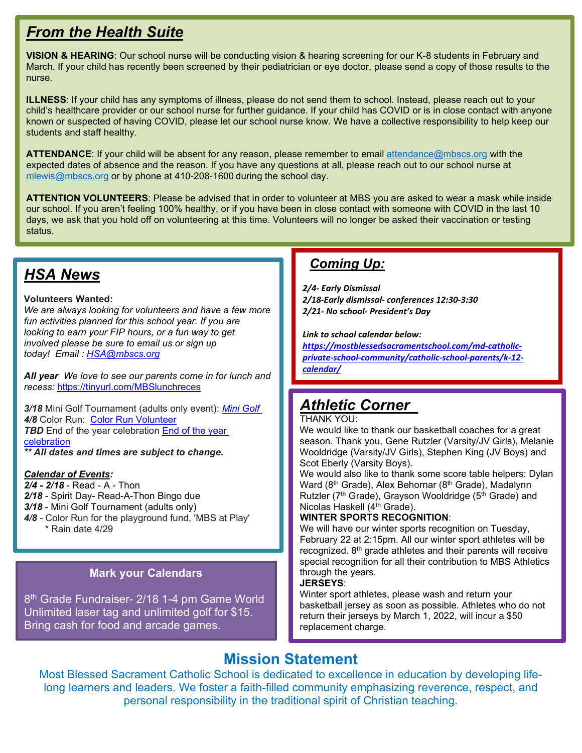## *From the Health Suite*

**VISION & HEARING**: Our school nurse will be conducting vision & hearing screening for our K-8 students in February and March. If your child has recently been screened by their pediatrician or eye doctor, please send a copy of those results to the nurse.

**ILLNESS**: If your child has any symptoms of illness, please do not send them to school. Instead, please reach out to your child's healthcare provider or our school nurse for further guidance. If your child has COVID or is in close contact with anyone known or suspected of having COVID, please let our school nurse know. We have a collective responsibility to help keep our students and staff healthy.

**ATTENDANCE**: If your child will be absent for any reason, please remember to email attendance@mbscs.org with the expected dates of absence and the reason. If you have any questions at all, please reach out to our school nurse at mlewis@mbscs.org or by phone at 410-208-1600 during the school day.

**ATTENTION VOLUNTEERS**: Please be advised that in order to volunteer at MBS you are asked to wear a mask while inside our school. If you aren't feeling 100% healthy, or if you have been in close contact with someone with COVID in the last 10 days, we ask that you hold off on volunteering at this time. Volunteers will no longer be asked their vaccination or testing status.

## *HSA News*

**Volunteers Wanted:**
*We are always looking for volunteers and have a few more fun activities planned for this school year. If you are looking to earn your FIP hours, or a fun way to get involved please be sure to email us or sign up today! Email : HSA@mbscs.org*

***All year*** *We love to see our parents come in for lunch and recess:* https://tinyurl.com/MBSlunchreces

***3/18*** Mini Golf Tournament (adults only event): *Mini Golf*
***4/8*** Color Run: Color Run Volunteer
***TBD*** End of the year celebration End of the year celebration
***\*\* All dates and times are subject to change.***

***Calendar of Events:***
***2/4 - 2/18*** - Read - A - Thon
***2/18*** - Spirit Day- Read-A-Thon Bingo due
***3/18*** - Mini Golf Tournament (adults only)
***4/8*** - Color Run for the playground fund, 'MBS at Play'
 * Rain date 4/29

### Mark your Calendars

8th Grade Fundraiser- 2/18 1-4 pm Game World Unlimited laser tag and unlimited golf for $15. Bring cash for food and arcade games.

## *Coming Up:*

***2/4- Early Dismissal***
***2/18-Early dismissal- conferences 12:30-3:30***
***2/21- No school- President's Day***

***Link to school calendar below:***
***https://mostblessedsacramentschool.com/md-catholic-private-school-community/catholic-school-parents/k-12-calendar/***

## *Athletic Corner*

THANK YOU:
We would like to thank our basketball coaches for a great season. Thank you, Gene Rutzler (Varsity/JV Girls), Melanie Wooldridge (Varsity/JV Girls), Stephen King (JV Boys) and Scot Eberly (Varsity Boys).
We would also like to thank some score table helpers: Dylan Ward (8th Grade), Alex Behornar (8th Grade), Madalynn Rutzler (7th Grade), Grayson Wooldridge (5th Grade) and Nicolas Haskell (4th Grade).

**WINTER SPORTS RECOGNITION**:
We will have our winter sports recognition on Tuesday, February 22 at 2:15pm. All our winter sport athletes will be recognized. 8th grade athletes and their parents will receive special recognition for all their contribution to MBS Athletics through the years.

**JERSEYS**:
Winter sport athletes, please wash and return your basketball jersey as soon as possible. Athletes who do not return their jerseys by March 1, 2022, will incur a $50 replacement charge.

## Mission Statement

Most Blessed Sacrament Catholic School is dedicated to excellence in education by developing life-long learners and leaders. We foster a faith-filled community emphasizing reverence, respect, and personal responsibility in the traditional spirit of Christian teaching.